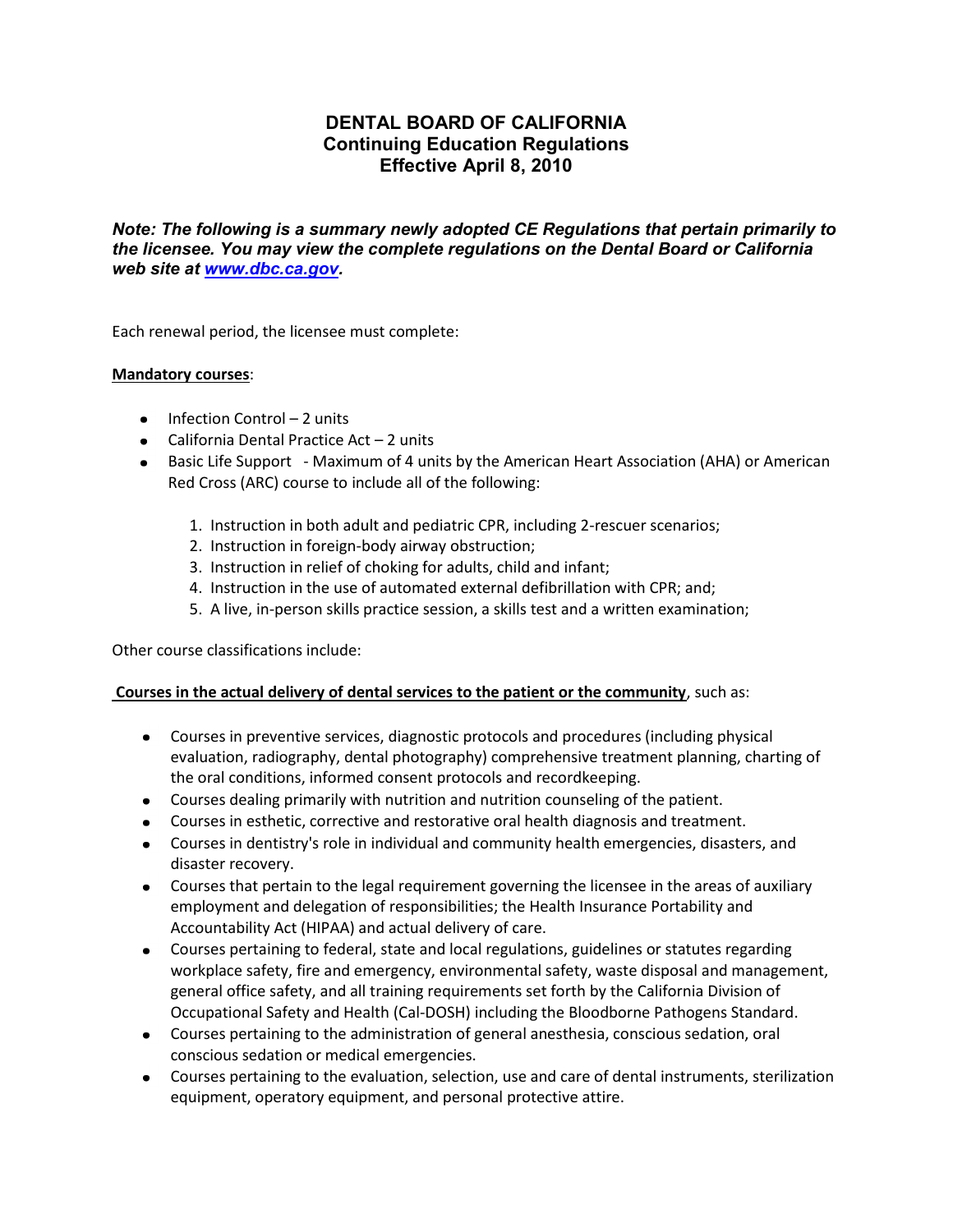# DENTAL BOARD OF CALIFORNIA
## Continuing Education Regulations
## Effective April 8, 2010

***Note: The following is a summary newly adopted CE Regulations that pertain primarily to the licensee. You may view the complete regulations on the Dental Board or California web site at [www.dbc.ca.gov](http://www.dbc.ca.gov).***

Each renewal period, the licensee must complete:

**Mandatory courses**:

- Infection Control – 2 units
- California Dental Practice Act – 2 units
- Basic Life Support - Maximum of 4 units by the American Heart Association (AHA) or American Red Cross (ARC) course to include all of the following:
  1. Instruction in both adult and pediatric CPR, including 2-rescuer scenarios;
  2. Instruction in foreign-body airway obstruction;
  3. Instruction in relief of choking for adults, child and infant;
  4. Instruction in the use of automated external defibrillation with CPR; and;
  5. A live, in-person skills practice session, a skills test and a written examination;

Other course classifications include:

**Courses in the actual delivery of dental services to the patient or the community**, such as:

- Courses in preventive services, diagnostic protocols and procedures (including physical evaluation, radiography, dental photography) comprehensive treatment planning, charting of the oral conditions, informed consent protocols and recordkeeping.
- Courses dealing primarily with nutrition and nutrition counseling of the patient.
- Courses in esthetic, corrective and restorative oral health diagnosis and treatment.
- Courses in dentistry's role in individual and community health emergencies, disasters, and disaster recovery.
- Courses that pertain to the legal requirement governing the licensee in the areas of auxiliary employment and delegation of responsibilities; the Health Insurance Portability and Accountability Act (HIPAA) and actual delivery of care.
- Courses pertaining to federal, state and local regulations, guidelines or statutes regarding workplace safety, fire and emergency, environmental safety, waste disposal and management, general office safety, and all training requirements set forth by the California Division of Occupational Safety and Health (Cal-DOSH) including the Bloodborne Pathogens Standard.
- Courses pertaining to the administration of general anesthesia, conscious sedation, oral conscious sedation or medical emergencies.
- Courses pertaining to the evaluation, selection, use and care of dental instruments, sterilization equipment, operatory equipment, and personal protective attire.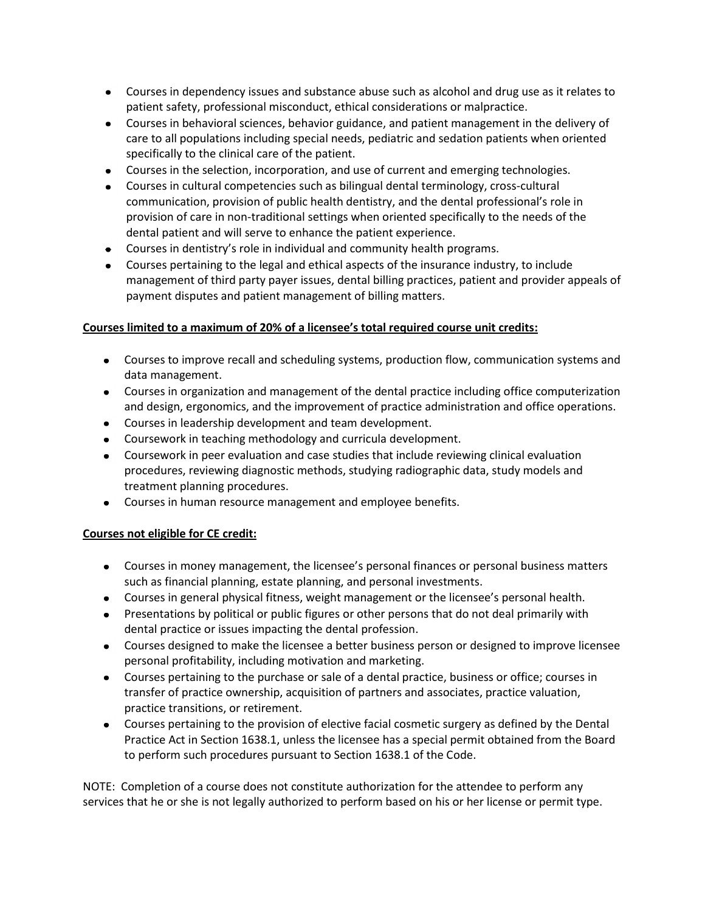- Courses in dependency issues and substance abuse such as alcohol and drug use as it relates to patient safety, professional misconduct, ethical considerations or malpractice.
- Courses in behavioral sciences, behavior guidance, and patient management in the delivery of care to all populations including special needs, pediatric and sedation patients when oriented specifically to the clinical care of the patient.
- Courses in the selection, incorporation, and use of current and emerging technologies.
- Courses in cultural competencies such as bilingual dental terminology, cross-cultural communication, provision of public health dentistry, and the dental professional's role in provision of care in non-traditional settings when oriented specifically to the needs of the dental patient and will serve to enhance the patient experience.
- Courses in dentistry's role in individual and community health programs.
- Courses pertaining to the legal and ethical aspects of the insurance industry, to include management of third party payer issues, dental billing practices, patient and provider appeals of payment disputes and patient management of billing matters.

**Courses limited to a maximum of 20% of a licensee's total required course unit credits:**

- Courses to improve recall and scheduling systems, production flow, communication systems and data management.
- Courses in organization and management of the dental practice including office computerization and design, ergonomics, and the improvement of practice administration and office operations.
- Courses in leadership development and team development.
- Coursework in teaching methodology and curricula development.
- Coursework in peer evaluation and case studies that include reviewing clinical evaluation procedures, reviewing diagnostic methods, studying radiographic data, study models and treatment planning procedures.
- Courses in human resource management and employee benefits.

**Courses not eligible for CE credit:**

- Courses in money management, the licensee's personal finances or personal business matters such as financial planning, estate planning, and personal investments.
- Courses in general physical fitness, weight management or the licensee's personal health.
- Presentations by political or public figures or other persons that do not deal primarily with dental practice or issues impacting the dental profession.
- Courses designed to make the licensee a better business person or designed to improve licensee personal profitability, including motivation and marketing.
- Courses pertaining to the purchase or sale of a dental practice, business or office; courses in transfer of practice ownership, acquisition of partners and associates, practice valuation, practice transitions, or retirement.
- Courses pertaining to the provision of elective facial cosmetic surgery as defined by the Dental Practice Act in Section 1638.1, unless the licensee has a special permit obtained from the Board to perform such procedures pursuant to Section 1638.1 of the Code.

NOTE: Completion of a course does not constitute authorization for the attendee to perform any services that he or she is not legally authorized to perform based on his or her license or permit type.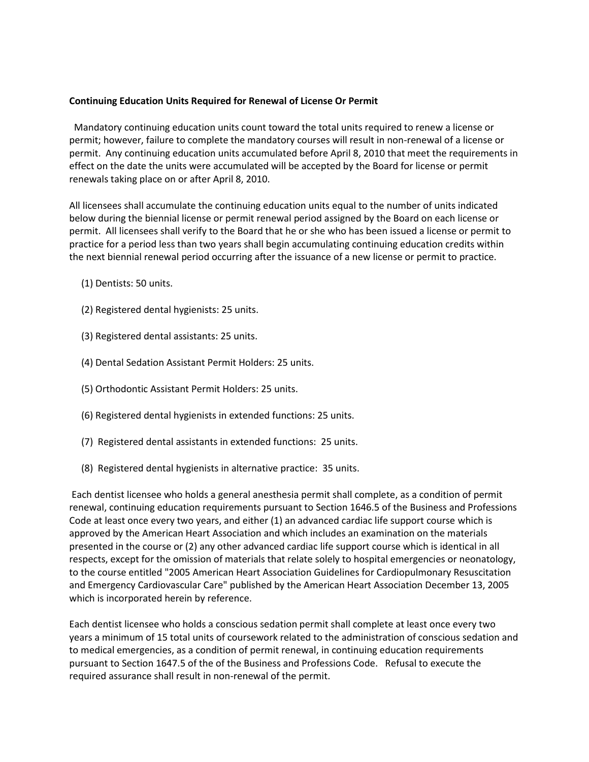**Continuing Education Units Required for Renewal of License Or Permit**

Mandatory continuing education units count toward the total units required to renew a license or permit; however, failure to complete the mandatory courses will result in non-renewal of a license or permit. Any continuing education units accumulated before April 8, 2010 that meet the requirements in effect on the date the units were accumulated will be accepted by the Board for license or permit renewals taking place on or after April 8, 2010.

All licensees shall accumulate the continuing education units equal to the number of units indicated below during the biennial license or permit renewal period assigned by the Board on each license or permit. All licensees shall verify to the Board that he or she who has been issued a license or permit to practice for a period less than two years shall begin accumulating continuing education credits within the next biennial renewal period occurring after the issuance of a new license or permit to practice.

(1) Dentists: 50 units.

(2) Registered dental hygienists: 25 units.

(3) Registered dental assistants: 25 units.

(4) Dental Sedation Assistant Permit Holders: 25 units.

(5) Orthodontic Assistant Permit Holders: 25 units.

(6) Registered dental hygienists in extended functions: 25 units.

(7) Registered dental assistants in extended functions: 25 units.

(8) Registered dental hygienists in alternative practice: 35 units.

Each dentist licensee who holds a general anesthesia permit shall complete, as a condition of permit renewal, continuing education requirements pursuant to Section 1646.5 of the Business and Professions Code at least once every two years, and either (1) an advanced cardiac life support course which is approved by the American Heart Association and which includes an examination on the materials presented in the course or (2) any other advanced cardiac life support course which is identical in all respects, except for the omission of materials that relate solely to hospital emergencies or neonatology, to the course entitled "2005 American Heart Association Guidelines for Cardiopulmonary Resuscitation and Emergency Cardiovascular Care" published by the American Heart Association December 13, 2005 which is incorporated herein by reference.

Each dentist licensee who holds a conscious sedation permit shall complete at least once every two years a minimum of 15 total units of coursework related to the administration of conscious sedation and to medical emergencies, as a condition of permit renewal, in continuing education requirements pursuant to Section 1647.5 of the of the Business and Professions Code. Refusal to execute the required assurance shall result in non-renewal of the permit.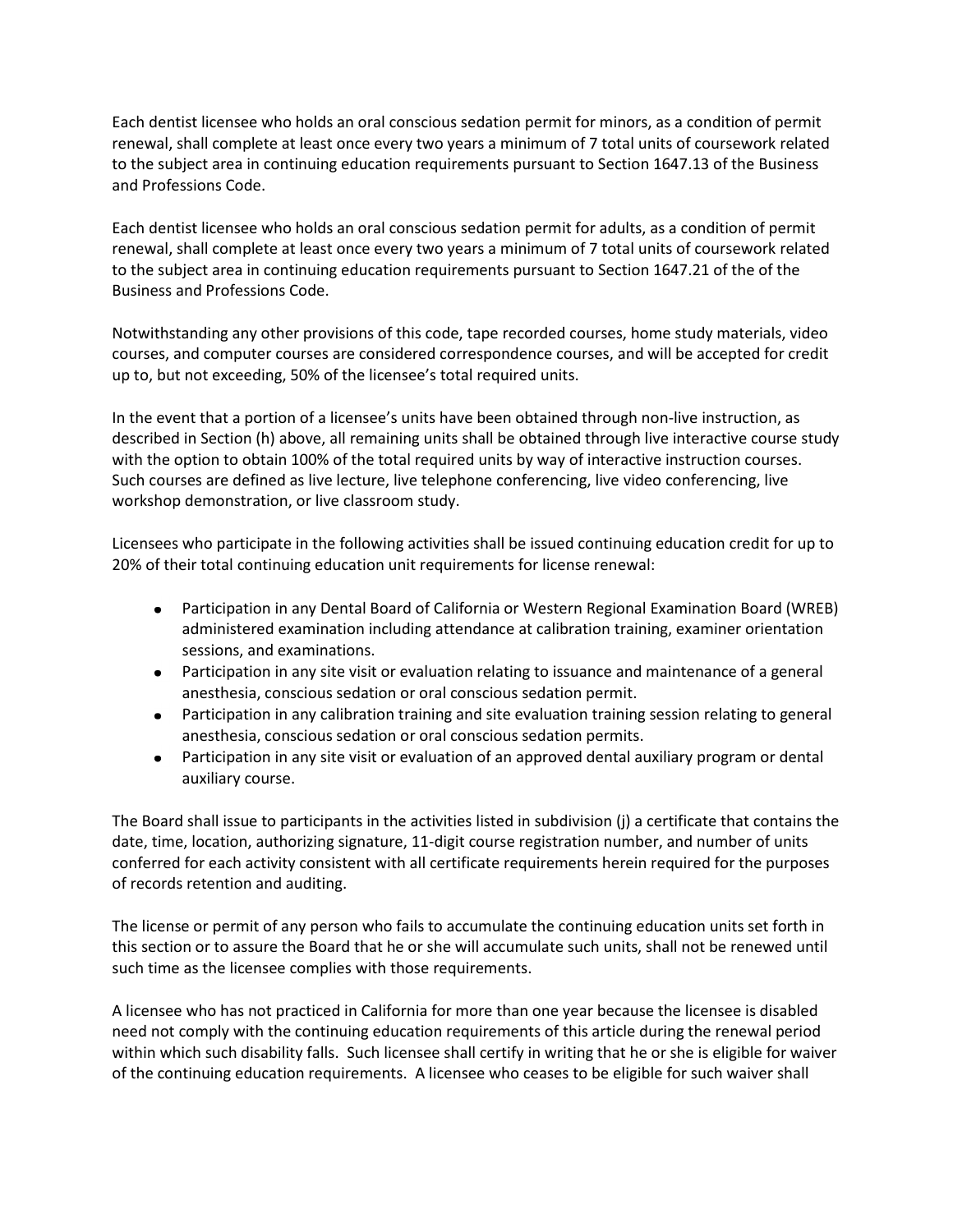Each dentist licensee who holds an oral conscious sedation permit for minors, as a condition of permit renewal, shall complete at least once every two years a minimum of 7 total units of coursework related to the subject area in continuing education requirements pursuant to Section 1647.13 of the Business and Professions Code.

Each dentist licensee who holds an oral conscious sedation permit for adults, as a condition of permit renewal, shall complete at least once every two years a minimum of 7 total units of coursework related to the subject area in continuing education requirements pursuant to Section 1647.21 of the of the Business and Professions Code.

Notwithstanding any other provisions of this code, tape recorded courses, home study materials, video courses, and computer courses are considered correspondence courses, and will be accepted for credit up to, but not exceeding, 50% of the licensee's total required units.

In the event that a portion of a licensee's units have been obtained through non-live instruction, as described in Section (h) above, all remaining units shall be obtained through live interactive course study with the option to obtain 100% of the total required units by way of interactive instruction courses. Such courses are defined as live lecture, live telephone conferencing, live video conferencing, live workshop demonstration, or live classroom study.

Licensees who participate in the following activities shall be issued continuing education credit for up to 20% of their total continuing education unit requirements for license renewal:

- Participation in any Dental Board of California or Western Regional Examination Board (WREB) administered examination including attendance at calibration training, examiner orientation sessions, and examinations.
- Participation in any site visit or evaluation relating to issuance and maintenance of a general anesthesia, conscious sedation or oral conscious sedation permit.
- Participation in any calibration training and site evaluation training session relating to general anesthesia, conscious sedation or oral conscious sedation permits.
- Participation in any site visit or evaluation of an approved dental auxiliary program or dental auxiliary course.

The Board shall issue to participants in the activities listed in subdivision (j) a certificate that contains the date, time, location, authorizing signature, 11-digit course registration number, and number of units conferred for each activity consistent with all certificate requirements herein required for the purposes of records retention and auditing.

The license or permit of any person who fails to accumulate the continuing education units set forth in this section or to assure the Board that he or she will accumulate such units, shall not be renewed until such time as the licensee complies with those requirements.

A licensee who has not practiced in California for more than one year because the licensee is disabled need not comply with the continuing education requirements of this article during the renewal period within which such disability falls. Such licensee shall certify in writing that he or she is eligible for waiver of the continuing education requirements. A licensee who ceases to be eligible for such waiver shall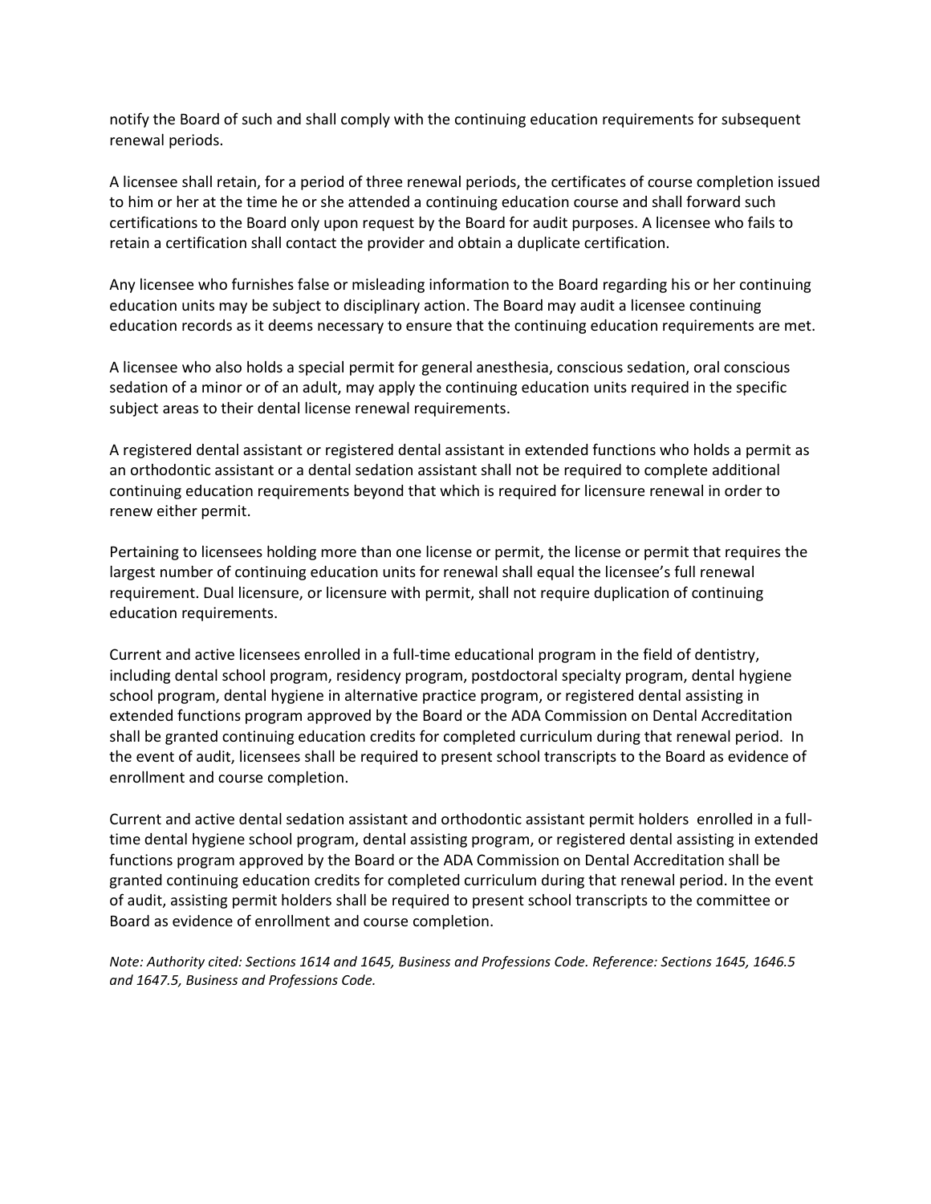notify the Board of such and shall comply with the continuing education requirements for subsequent renewal periods.

A licensee shall retain, for a period of three renewal periods, the certificates of course completion issued to him or her at the time he or she attended a continuing education course and shall forward such certifications to the Board only upon request by the Board for audit purposes. A licensee who fails to retain a certification shall contact the provider and obtain a duplicate certification.

Any licensee who furnishes false or misleading information to the Board regarding his or her continuing education units may be subject to disciplinary action. The Board may audit a licensee continuing education records as it deems necessary to ensure that the continuing education requirements are met.

A licensee who also holds a special permit for general anesthesia, conscious sedation, oral conscious sedation of a minor or of an adult, may apply the continuing education units required in the specific subject areas to their dental license renewal requirements.

A registered dental assistant or registered dental assistant in extended functions who holds a permit as an orthodontic assistant or a dental sedation assistant shall not be required to complete additional continuing education requirements beyond that which is required for licensure renewal in order to renew either permit.

Pertaining to licensees holding more than one license or permit, the license or permit that requires the largest number of continuing education units for renewal shall equal the licensee's full renewal requirement. Dual licensure, or licensure with permit, shall not require duplication of continuing education requirements.

Current and active licensees enrolled in a full-time educational program in the field of dentistry, including dental school program, residency program, postdoctoral specialty program, dental hygiene school program, dental hygiene in alternative practice program, or registered dental assisting in extended functions program approved by the Board or the ADA Commission on Dental Accreditation shall be granted continuing education credits for completed curriculum during that renewal period. In the event of audit, licensees shall be required to present school transcripts to the Board as evidence of enrollment and course completion.

Current and active dental sedation assistant and orthodontic assistant permit holders enrolled in a full-time dental hygiene school program, dental assisting program, or registered dental assisting in extended functions program approved by the Board or the ADA Commission on Dental Accreditation shall be granted continuing education credits for completed curriculum during that renewal period. In the event of audit, assisting permit holders shall be required to present school transcripts to the committee or Board as evidence of enrollment and course completion.

*Note: Authority cited: Sections 1614 and 1645, Business and Professions Code. Reference: Sections 1645, 1646.5 and 1647.5, Business and Professions Code.*